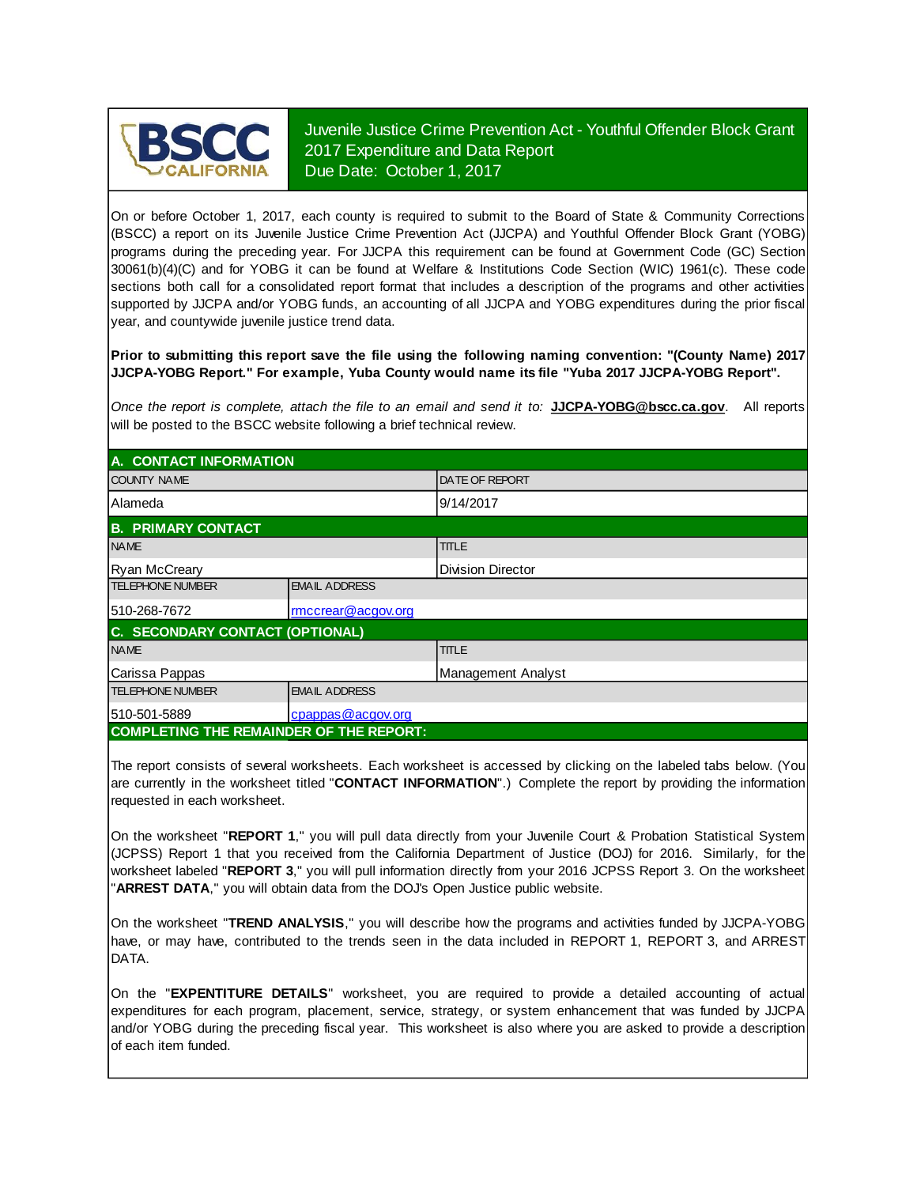# Juvenile Justice Crime Prevention Act - Youthful Offender Block Grant
## 2017 Expenditure and Data Report
**Due Date: October 1, 2017**

On or before October 1, 2017, each county is required to submit to the Board of State & Community Corrections (BSCC) a report on its Juvenile Justice Crime Prevention Act (JJCPA) and Youthful Offender Block Grant (YOBG) programs during the preceding year. For JJCPA this requirement can be found at Government Code (GC) Section 30061(b)(4)(C) and for YOBG it can be found at Welfare & Institutions Code Section (WIC) 1961(c). These code sections both call for a consolidated report format that includes a description of the programs and other activities supported by JJCPA and/or YOBG funds, an accounting of all JJCPA and YOBG expenditures during the prior fiscal year, and countywide juvenile justice trend data.

**Prior to submitting this report save the file using the following naming convention: "(County Name) 2017 JJCPA-YOBG Report." For example, Yuba County would name its file "Yuba 2017 JJCPA-YOBG Report".**

*Once the report is complete, attach the file to an email and send it to:* **JJCPA-YOBG@bscc.ca.gov**. All reports will be posted to the BSCC website following a brief technical review.

## A. CONTACT INFORMATION

| COUNTY NAME | DATE OF REPORT |
|---|---|
| Alameda | 9/14/2017 |

## B. PRIMARY CONTACT

| NAME | TITLE |
|---|---|
| Ryan McCreary | Division Director |
| **TELEPHONE NUMBER** | **EMAIL ADDRESS** |
| 510-268-7672 | rmccrear@acgov.org |

## C. SECONDARY CONTACT (OPTIONAL)

| NAME | TITLE |
|---|---|
| Carissa Pappas | Management Analyst |
| **TELEPHONE NUMBER** | **EMAIL ADDRESS** |
| 510-501-5889 | cpappas@acgov.org |

## COMPLETING THE REMAINDER OF THE REPORT:

The report consists of several worksheets. Each worksheet is accessed by clicking on the labeled tabs below. (You are currently in the worksheet titled "**CONTACT INFORMATION**".) Complete the report by providing the information requested in each worksheet.

On the worksheet "**REPORT 1**," you will pull data directly from your Juvenile Court & Probation Statistical System (JCPSS) Report 1 that you received from the California Department of Justice (DOJ) for 2016. Similarly, for the worksheet labeled "**REPORT 3**," you will pull information directly from your 2016 JCPSS Report 3. On the worksheet "**ARREST DATA**," you will obtain data from the DOJ's Open Justice public website.

On the worksheet "**TREND ANALYSIS**," you will describe how the programs and activities funded by JJCPA-YOBG have, or may have, contributed to the trends seen in the data included in REPORT 1, REPORT 3, and ARREST DATA.

On the "**EXPENTITURE DETAILS**" worksheet, you are required to provide a detailed accounting of actual expenditures for each program, placement, service, strategy, or system enhancement that was funded by JJCPA and/or YOBG during the preceding fiscal year. This worksheet is also where you are asked to provide a description of each item funded.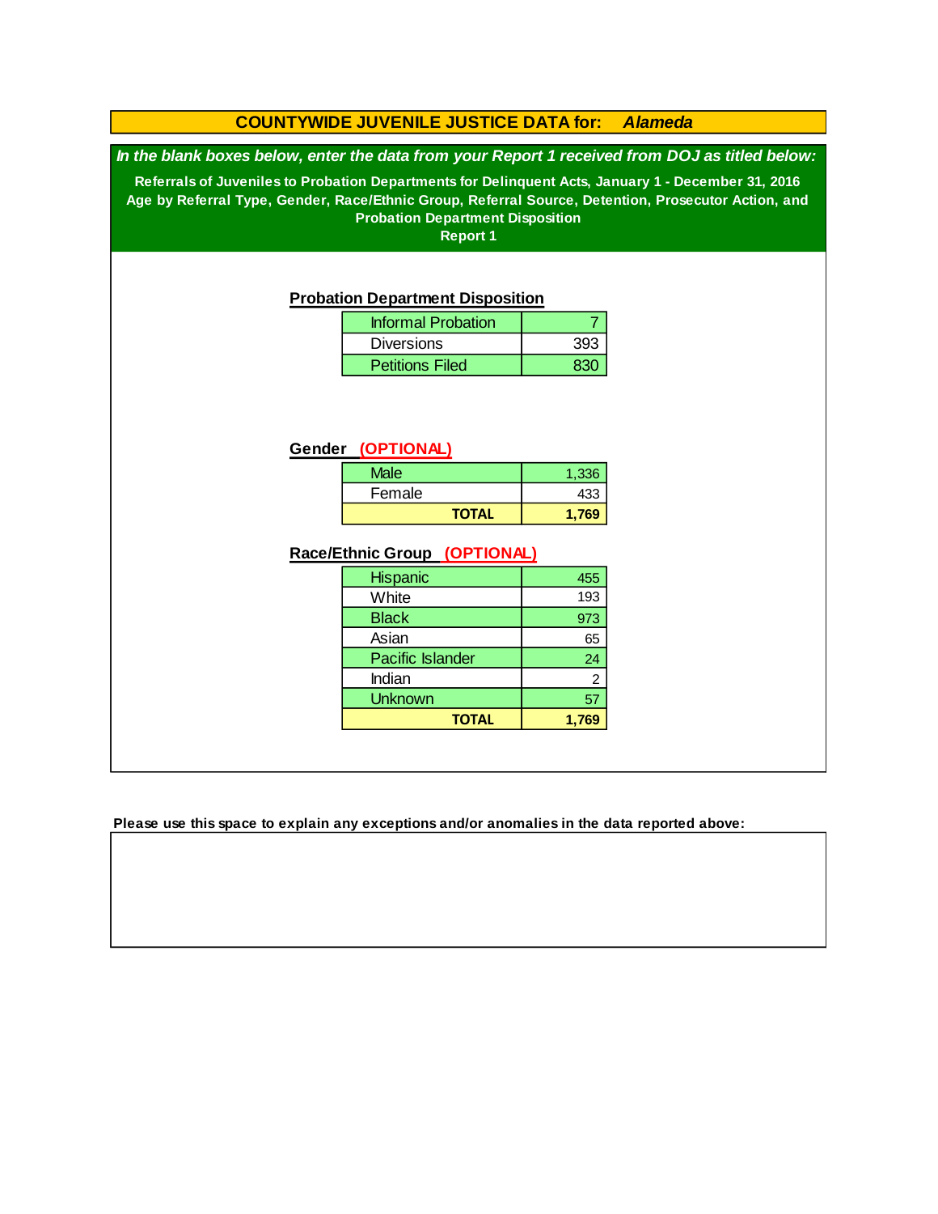# COUNTYWIDE JUVENILE JUSTICE DATA for: *Alameda*

***In the blank boxes below, enter the data from your Report 1 received from DOJ as titled below:***

**Referrals of Juveniles to Probation Departments for Delinquent Acts, January 1 - December 31, 2016**
**Age by Referral Type, Gender, Race/Ethnic Group, Referral Source, Detention, Prosecutor Action, and Probation Department Disposition**
**Report 1**

### Probation Department Disposition

| | |
|---|---|
| Informal Probation | 7 |
| Diversions | 393 |
| Petitions Filed | 830 |

### Gender (OPTIONAL)

| | |
|---|---|
| Male | 1,336 |
| Female | 433 |
| **TOTAL** | **1,769** |

### Race/Ethnic Group (OPTIONAL)

| | |
|---|---|
| Hispanic | 455 |
| White | 193 |
| Black | 973 |
| Asian | 65 |
| Pacific Islander | 24 |
| Indian | 2 |
| Unknown | 57 |
| **TOTAL** | **1,769** |

**Please use this space to explain any exceptions and/or anomalies in the data reported above:**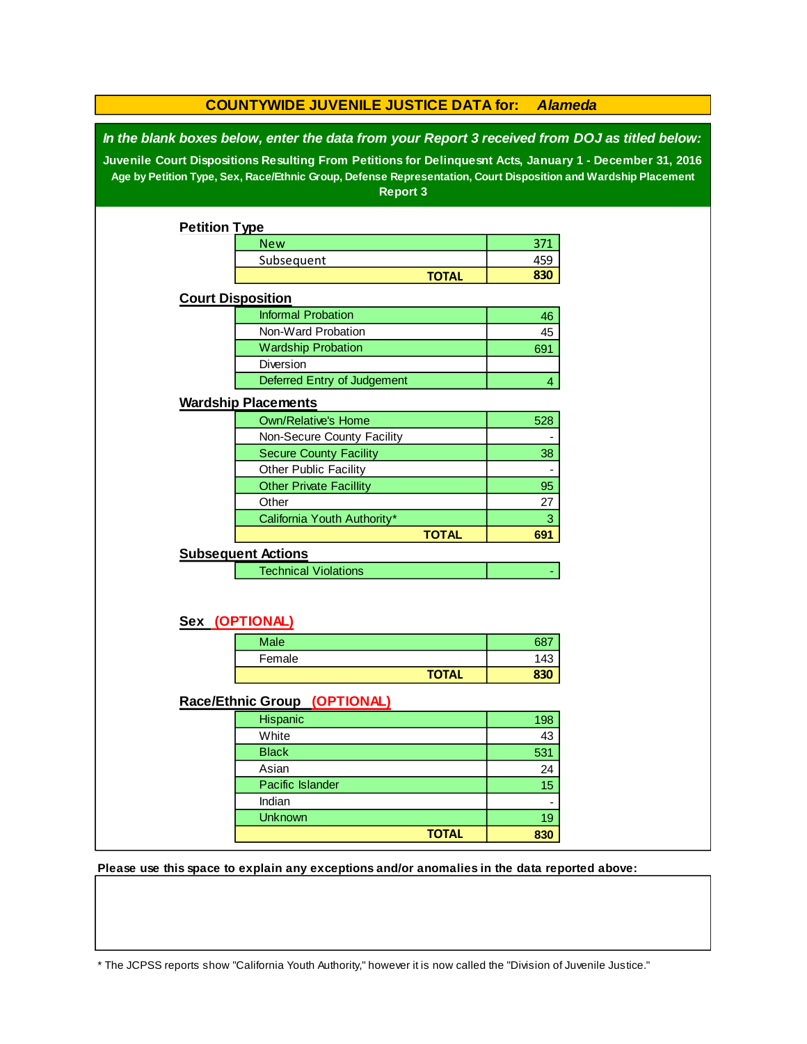# COUNTYWIDE JUVENILE JUSTICE DATA for: *Alameda*

***In the blank boxes below, enter the data from your Report 3 received from DOJ as titled below:***

**Juvenile Court Dispositions Resulting From Petitions for Delinquesnt Acts, January 1 - December 31, 2016**

**Age by Petition Type, Sex, Race/Ethnic Group, Defense Representation, Court Disposition and Wardship Placement**

**Report 3**

## Petition Type

| | |
|---|---|
| New | 371 |
| Subsequent | 459 |
| **TOTAL** | **830** |

## Court Disposition

| | |
|---|---|
| Informal Probation | 46 |
| Non-Ward Probation | 45 |
| Wardship Probation | 691 |
| Diversion | |
| Deferred Entry of Judgement | 4 |

## Wardship Placements

| | |
|---|---|
| Own/Relative's Home | 528 |
| Non-Secure County Facility | - |
| Secure County Facility | 38 |
| Other Public Facility | - |
| Other Private Facillity | 95 |
| Other | 27 |
| California Youth Authority* | 3 |
| **TOTAL** | **691** |

## Subsequent Actions

| | |
|---|---|
| Technical Violations | - |

## Sex (OPTIONAL)

| | |
|---|---|
| Male | 687 |
| Female | 143 |
| **TOTAL** | **830** |

## Race/Ethnic Group (OPTIONAL)

| | |
|---|---|
| Hispanic | 198 |
| White | 43 |
| Black | 531 |
| Asian | 24 |
| Pacific Islander | 15 |
| Indian | - |
| Unknown | 19 |
| **TOTAL** | **830** |

**Please use this space to explain any exceptions and/or anomalies in the data reported above:**

* The JCPSS reports show "California Youth Authority," however it is now called the "Division of Juvenile Justice."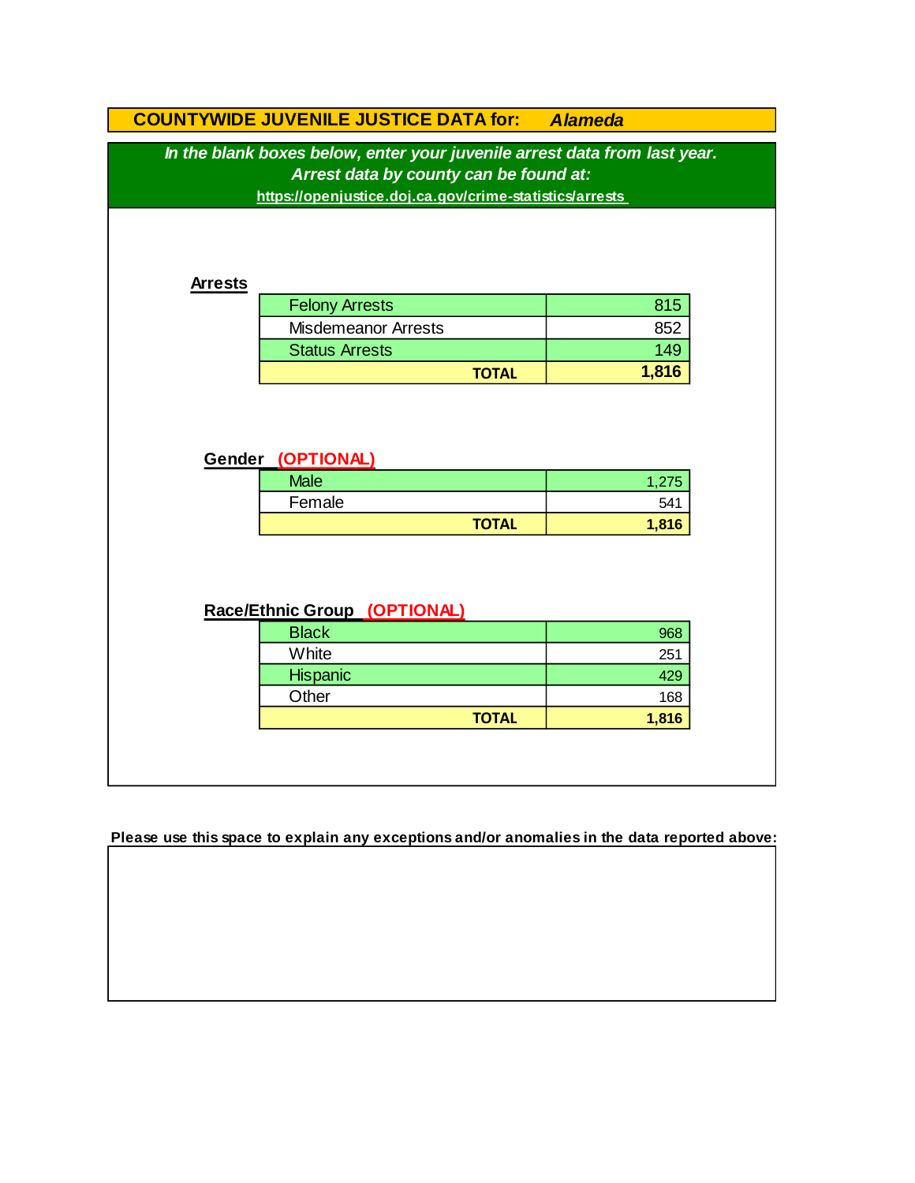# COUNTYWIDE JUVENILE JUSTICE DATA for: *Alameda*

***In the blank boxes below, enter your juvenile arrest data from last year.***
***Arrest data by county can be found at:***
**https://openjustice.doj.ca.gov/crime-statistics/arrests**

**Arrests**

| | |
|---|---|
| Felony Arrests | 815 |
| Misdemeanor Arrests | 852 |
| Status Arrests | 149 |
| **TOTAL** | **1,816** |

**Gender (OPTIONAL)**

| | |
|---|---|
| Male | 1,275 |
| Female | 541 |
| **TOTAL** | **1,816** |

**Race/Ethnic Group (OPTIONAL)**

| | |
|---|---|
| Black | 968 |
| White | 251 |
| Hispanic | 429 |
| Other | 168 |
| **TOTAL** | **1,816** |

**Please use this space to explain any exceptions and/or anomalies in the data reported above:**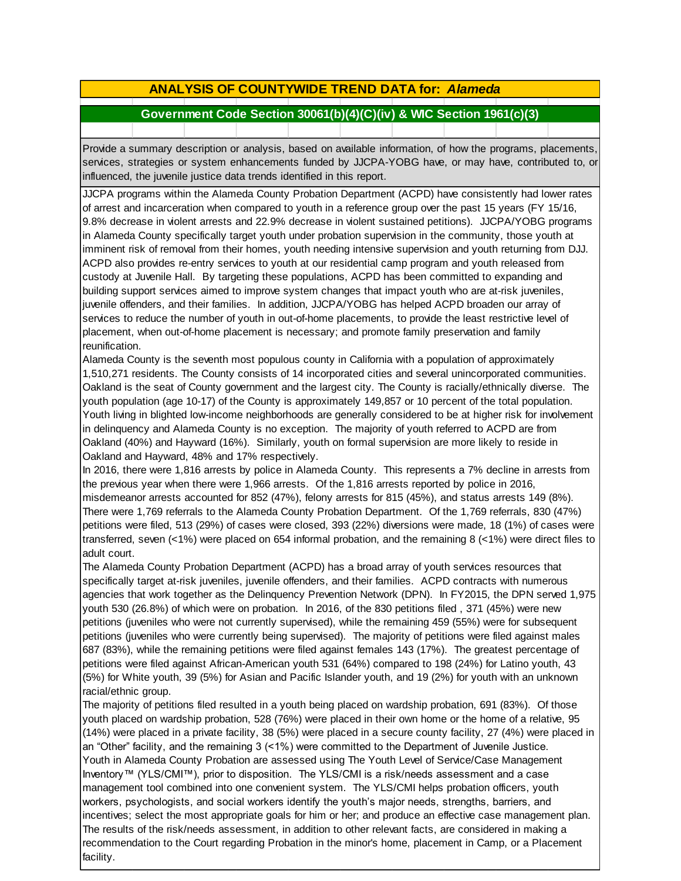## ANALYSIS OF COUNTYWIDE TREND DATA for: *Alameda*

### Government Code Section 30061(b)(4)(C)(iv) & WIC Section 1961(c)(3)

Provide a summary description or analysis, based on available information, of how the programs, placements, services, strategies or system enhancements funded by JJCPA-YOBG have, or may have, contributed to, or influenced, the juvenile justice data trends identified in this report.

JJCPA programs within the Alameda County Probation Department (ACPD) have consistently had lower rates of arrest and incarceration when compared to youth in a reference group over the past 15 years (FY 15/16, 9.8% decrease in violent arrests and 22.9% decrease in violent sustained petitions). JJCPA/YOBG programs in Alameda County specifically target youth under probation supervision in the community, those youth at imminent risk of removal from their homes, youth needing intensive supervision and youth returning from DJJ. ACPD also provides re-entry services to youth at our residential camp program and youth released from custody at Juvenile Hall. By targeting these populations, ACPD has been committed to expanding and building support services aimed to improve system changes that impact youth who are at-risk juveniles, juvenile offenders, and their families. In addition, JJCPA/YOBG has helped ACPD broaden our array of services to reduce the number of youth in out-of-home placements, to provide the least restrictive level of placement, when out-of-home placement is necessary; and promote family preservation and family reunification.

Alameda County is the seventh most populous county in California with a population of approximately 1,510,271 residents. The County consists of 14 incorporated cities and several unincorporated communities. Oakland is the seat of County government and the largest city. The County is racially/ethnically diverse. The youth population (age 10-17) of the County is approximately 149,857 or 10 percent of the total population. Youth living in blighted low-income neighborhoods are generally considered to be at higher risk for involvement in delinquency and Alameda County is no exception. The majority of youth referred to ACPD are from Oakland (40%) and Hayward (16%). Similarly, youth on formal supervision are more likely to reside in Oakland and Hayward, 48% and 17% respectively.

In 2016, there were 1,816 arrests by police in Alameda County. This represents a 7% decline in arrests from the previous year when there were 1,966 arrests. Of the 1,816 arrests reported by police in 2016, misdemeanor arrests accounted for 852 (47%), felony arrests for 815 (45%), and status arrests 149 (8%). There were 1,769 referrals to the Alameda County Probation Department. Of the 1,769 referrals, 830 (47%) petitions were filed, 513 (29%) of cases were closed, 393 (22%) diversions were made, 18 (1%) of cases were transferred, seven (<1%) were placed on 654 informal probation, and the remaining 8 (<1%) were direct files to adult court.

The Alameda County Probation Department (ACPD) has a broad array of youth services resources that specifically target at-risk juveniles, juvenile offenders, and their families. ACPD contracts with numerous agencies that work together as the Delinquency Prevention Network (DPN). In FY2015, the DPN served 1,975 youth 530 (26.8%) of which were on probation. In 2016, of the 830 petitions filed , 371 (45%) were new petitions (juveniles who were not currently supervised), while the remaining 459 (55%) were for subsequent petitions (juveniles who were currently being supervised). The majority of petitions were filed against males 687 (83%), while the remaining petitions were filed against females 143 (17%). The greatest percentage of petitions were filed against African-American youth 531 (64%) compared to 198 (24%) for Latino youth, 43 (5%) for White youth, 39 (5%) for Asian and Pacific Islander youth, and 19 (2%) for youth with an unknown racial/ethnic group.

The majority of petitions filed resulted in a youth being placed on wardship probation, 691 (83%). Of those youth placed on wardship probation, 528 (76%) were placed in their own home or the home of a relative, 95 (14%) were placed in a private facility, 38 (5%) were placed in a secure county facility, 27 (4%) were placed in an "Other" facility, and the remaining 3 (<1%) were committed to the Department of Juvenile Justice.

Youth in Alameda County Probation are assessed using The Youth Level of Service/Case Management Inventory™ (YLS/CMI™), prior to disposition. The YLS/CMI is a risk/needs assessment and a case management tool combined into one convenient system. The YLS/CMI helps probation officers, youth workers, psychologists, and social workers identify the youth's major needs, strengths, barriers, and incentives; select the most appropriate goals for him or her; and produce an effective case management plan. The results of the risk/needs assessment, in addition to other relevant facts, are considered in making a recommendation to the Court regarding Probation in the minor's home, placement in Camp, or a Placement facility.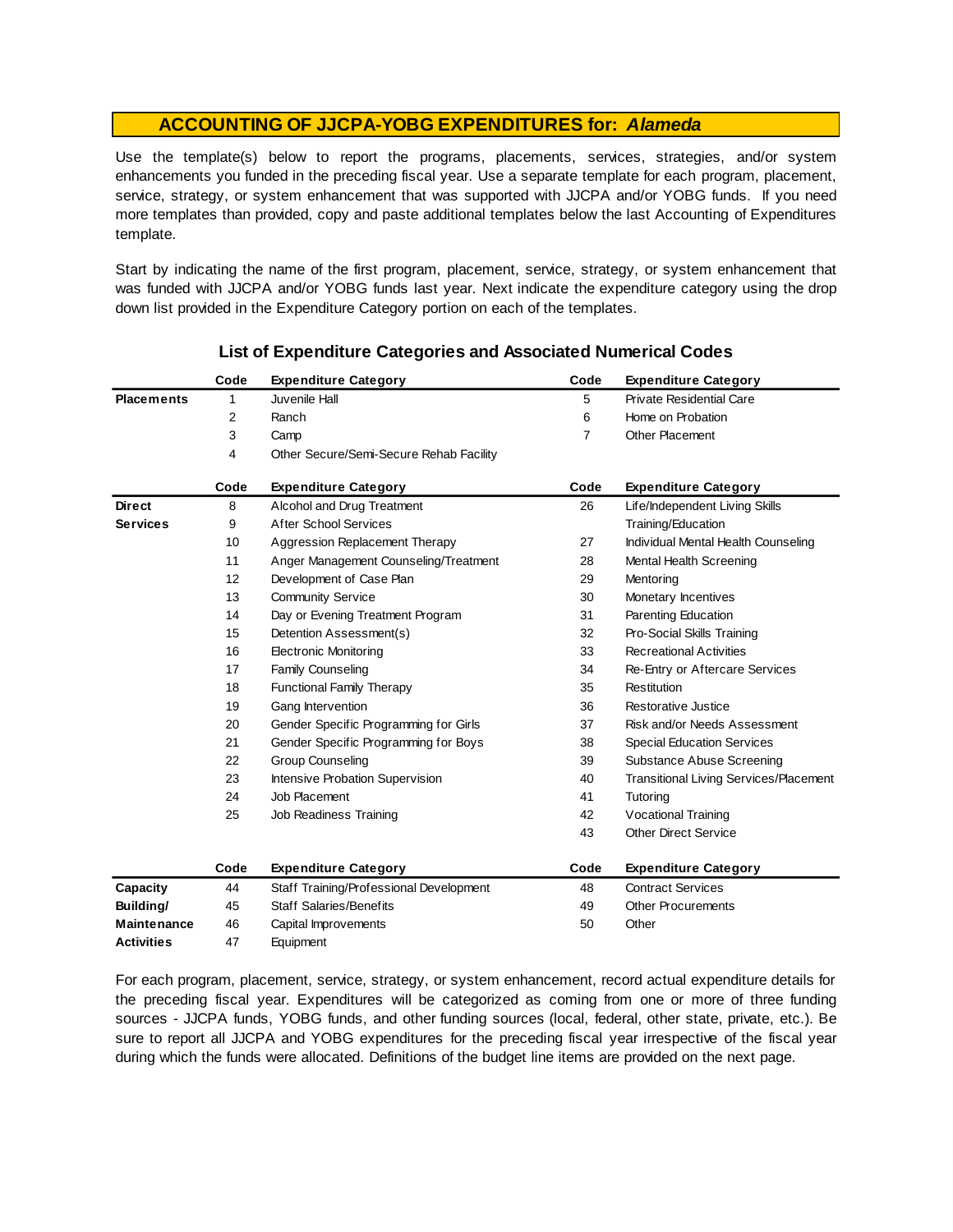## ACCOUNTING OF JJCPA-YOBG EXPENDITURES for: *Alameda*

Use the template(s) below to report the programs, placements, services, strategies, and/or system enhancements you funded in the preceding fiscal year. Use a separate template for each program, placement, service, strategy, or system enhancement that was supported with JJCPA and/or YOBG funds. If you need more templates than provided, copy and paste additional templates below the last Accounting of Expenditures template.

Start by indicating the name of the first program, placement, service, strategy, or system enhancement that was funded with JJCPA and/or YOBG funds last year. Next indicate the expenditure category using the drop down list provided in the Expenditure Category portion on each of the templates.

### List of Expenditure Categories and Associated Numerical Codes

| | Code | Expenditure Category | Code | Expenditure Category |
|---|---|---|---|---|
| **Placements** | 1 | Juvenile Hall | 5 | Private Residential Care |
| | 2 | Ranch | 6 | Home on Probation |
| | 3 | Camp | 7 | Other Placement |
| | 4 | Other Secure/Semi-Secure Rehab Facility | | |

| | Code | Expenditure Category | Code | Expenditure Category |
|---|---|---|---|---|
| **Direct Services** | 8 | Alcohol and Drug Treatment | 26 | Life/Independent Living Skills Training/Education |
| | 9 | After School Services | | |
| | 10 | Aggression Replacement Therapy | 27 | Individual Mental Health Counseling |
| | 11 | Anger Management Counseling/Treatment | 28 | Mental Health Screening |
| | 12 | Development of Case Plan | 29 | Mentoring |
| | 13 | Community Service | 30 | Monetary Incentives |
| | 14 | Day or Evening Treatment Program | 31 | Parenting Education |
| | 15 | Detention Assessment(s) | 32 | Pro-Social Skills Training |
| | 16 | Electronic Monitoring | 33 | Recreational Activities |
| | 17 | Family Counseling | 34 | Re-Entry or Aftercare Services |
| | 18 | Functional Family Therapy | 35 | Restitution |
| | 19 | Gang Intervention | 36 | Restorative Justice |
| | 20 | Gender Specific Programming for Girls | 37 | Risk and/or Needs Assessment |
| | 21 | Gender Specific Programming for Boys | 38 | Special Education Services |
| | 22 | Group Counseling | 39 | Substance Abuse Screening |
| | 23 | Intensive Probation Supervision | 40 | Transitional Living Services/Placement |
| | 24 | Job Placement | 41 | Tutoring |
| | 25 | Job Readiness Training | 42 | Vocational Training |
| | | | 43 | Other Direct Service |

| | Code | Expenditure Category | Code | Expenditure Category |
|---|---|---|---|---|
| **Capacity Building/ Maintenance Activities** | 44 | Staff Training/Professional Development | 48 | Contract Services |
| | 45 | Staff Salaries/Benefits | 49 | Other Procurements |
| | 46 | Capital Improvements | 50 | Other |
| | 47 | Equipment | | |

For each program, placement, service, strategy, or system enhancement, record actual expenditure details for the preceding fiscal year. Expenditures will be categorized as coming from one or more of three funding sources - JJCPA funds, YOBG funds, and other funding sources (local, federal, other state, private, etc.). Be sure to report all JJCPA and YOBG expenditures for the preceding fiscal year irrespective of the fiscal year during which the funds were allocated. Definitions of the budget line items are provided on the next page.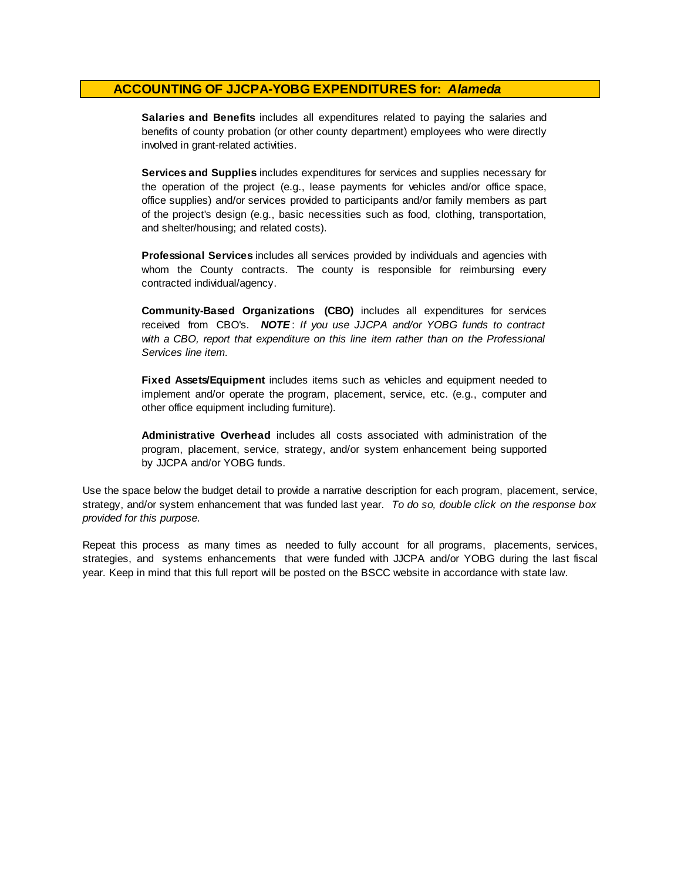## ACCOUNTING OF JJCPA-YOBG EXPENDITURES for: *Alameda*

**Salaries and Benefits** includes all expenditures related to paying the salaries and benefits of county probation (or other county department) employees who were directly involved in grant-related activities.

**Services and Supplies** includes expenditures for services and supplies necessary for the operation of the project (e.g., lease payments for vehicles and/or office space, office supplies) and/or services provided to participants and/or family members as part of the project's design (e.g., basic necessities such as food, clothing, transportation, and shelter/housing; and related costs).

**Professional Services** includes all services provided by individuals and agencies with whom the County contracts. The county is responsible for reimbursing every contracted individual/agency.

**Community-Based Organizations (CBO)** includes all expenditures for services received from CBO's. ***NOTE***: *If you use JJCPA and/or YOBG funds to contract with a CBO, report that expenditure on this line item rather than on the Professional Services line item.*

**Fixed Assets/Equipment** includes items such as vehicles and equipment needed to implement and/or operate the program, placement, service, etc. (e.g., computer and other office equipment including furniture).

**Administrative Overhead** includes all costs associated with administration of the program, placement, service, strategy, and/or system enhancement being supported by JJCPA and/or YOBG funds.

Use the space below the budget detail to provide a narrative description for each program, placement, service, strategy, and/or system enhancement that was funded last year. *To do so, double click on the response box provided for this purpose.*

Repeat this process as many times as needed to fully account for all programs, placements, services, strategies, and systems enhancements that were funded with JJCPA and/or YOBG during the last fiscal year. Keep in mind that this full report will be posted on the BSCC website in accordance with state law.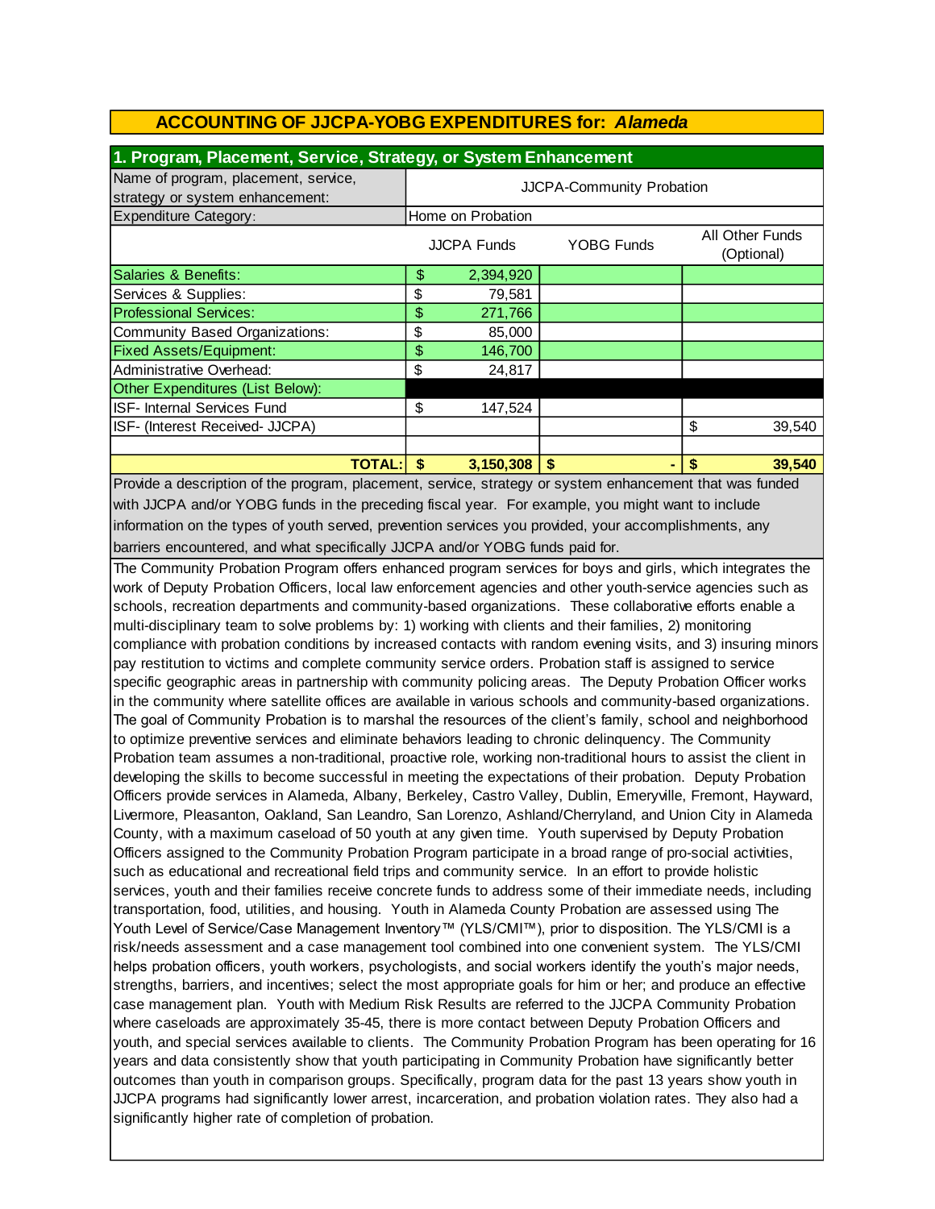## ACCOUNTING OF JJCPA-YOBG EXPENDITURES for: *Alameda*

### 1. Program, Placement, Service, Strategy, or System Enhancement

| Name of program, placement, service, strategy or system enhancement: | JJCPA-Community Probation | | |
|---|---|---|---|
| Expenditure Category: | Home on Probation | | |
| | JJCPA Funds | YOBG Funds | All Other Funds (Optional) |
| Salaries & Benefits: | $ 2,394,920 | | |
| Services & Supplies: | $ 79,581 | | |
| Professional Services: | $ 271,766 | | |
| Community Based Organizations: | $ 85,000 | | |
| Fixed Assets/Equipment: | $ 146,700 | | |
| Administrative Overhead: | $ 24,817 | | |
| Other Expenditures (List Below): | | | |
| ISF- Internal Services Fund | $ 147,524 | | |
| ISF- (Interest Received- JJCPA) | | | $ 39,540 |
| | | | |
| **TOTAL:** | **$ 3,150,308** | **$ -** | **$ 39,540** |

Provide a description of the program, placement, service, strategy or system enhancement that was funded with JJCPA and/or YOBG funds in the preceding fiscal year. For example, you might want to include information on the types of youth served, prevention services you provided, your accomplishments, any barriers encountered, and what specifically JJCPA and/or YOBG funds paid for.

The Community Probation Program offers enhanced program services for boys and girls, which integrates the work of Deputy Probation Officers, local law enforcement agencies and other youth-service agencies such as schools, recreation departments and community-based organizations. These collaborative efforts enable a multi-disciplinary team to solve problems by: 1) working with clients and their families, 2) monitoring compliance with probation conditions by increased contacts with random evening visits, and 3) insuring minors pay restitution to victims and complete community service orders. Probation staff is assigned to service specific geographic areas in partnership with community policing areas. The Deputy Probation Officer works in the community where satellite offices are available in various schools and community-based organizations. The goal of Community Probation is to marshal the resources of the client's family, school and neighborhood to optimize preventive services and eliminate behaviors leading to chronic delinquency. The Community Probation team assumes a non-traditional, proactive role, working non-traditional hours to assist the client in developing the skills to become successful in meeting the expectations of their probation. Deputy Probation Officers provide services in Alameda, Albany, Berkeley, Castro Valley, Dublin, Emeryville, Fremont, Hayward, Livermore, Pleasanton, Oakland, San Leandro, San Lorenzo, Ashland/Cherryland, and Union City in Alameda County, with a maximum caseload of 50 youth at any given time. Youth supervised by Deputy Probation Officers assigned to the Community Probation Program participate in a broad range of pro-social activities, such as educational and recreational field trips and community service. In an effort to provide holistic services, youth and their families receive concrete funds to address some of their immediate needs, including transportation, food, utilities, and housing. Youth in Alameda County Probation are assessed using The Youth Level of Service/Case Management Inventory™ (YLS/CMI™), prior to disposition. The YLS/CMI is a risk/needs assessment and a case management tool combined into one convenient system. The YLS/CMI helps probation officers, youth workers, psychologists, and social workers identify the youth's major needs, strengths, barriers, and incentives; select the most appropriate goals for him or her; and produce an effective case management plan. Youth with Medium Risk Results are referred to the JJCPA Community Probation where caseloads are approximately 35-45, there is more contact between Deputy Probation Officers and youth, and special services available to clients. The Community Probation Program has been operating for 16 years and data consistently show that youth participating in Community Probation have significantly better outcomes than youth in comparison groups. Specifically, program data for the past 13 years show youth in JJCPA programs had significantly lower arrest, incarceration, and probation violation rates. They also had a significantly higher rate of completion of probation.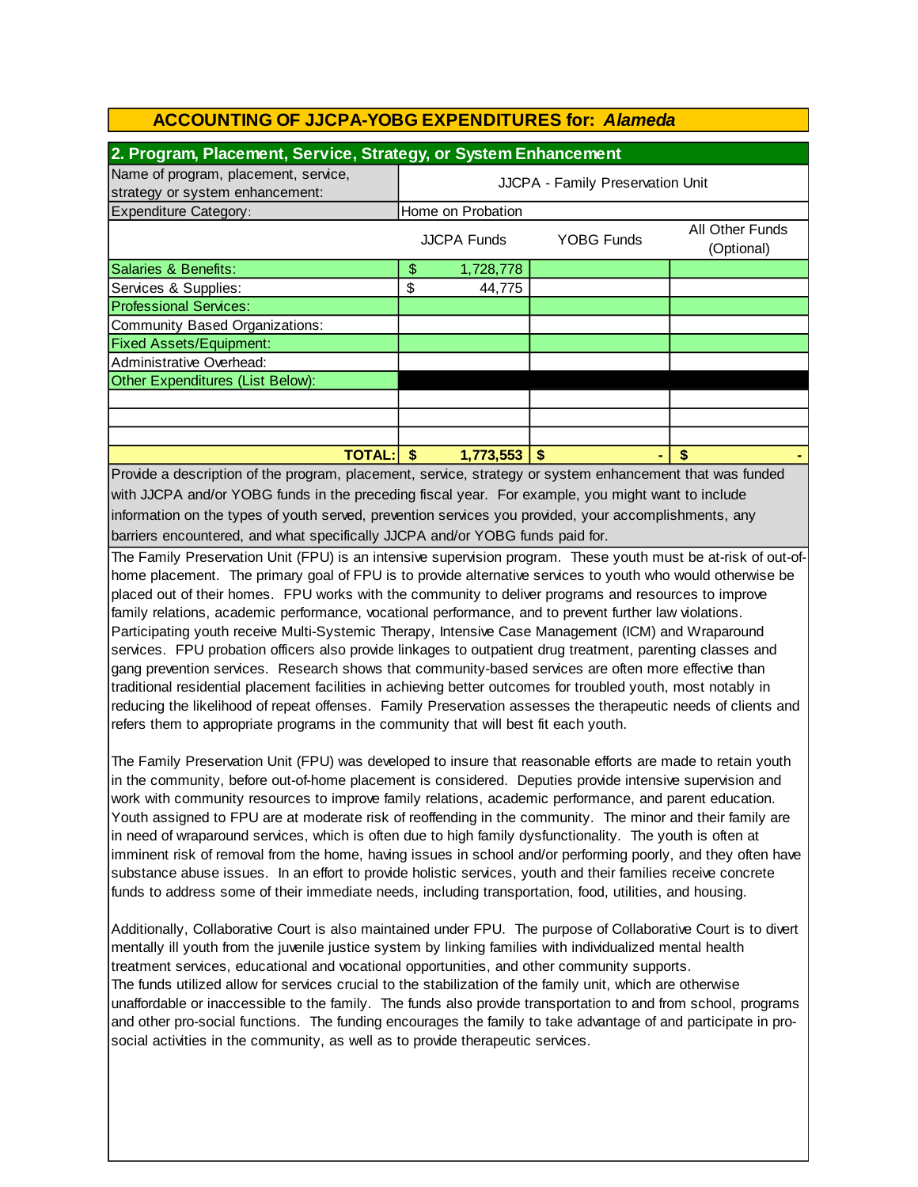## ACCOUNTING OF JJCPA-YOBG EXPENDITURES for: *Alameda*

### 2. Program, Placement, Service, Strategy, or System Enhancement

| | | | |
|---|---|---|---|
| Name of program, placement, service, strategy or system enhancement: | JJCPA - Family Preservation Unit | | |
| Expenditure Category: | Home on Probation | | |
| | JJCPA Funds | YOBG Funds | All Other Funds (Optional) |
| Salaries & Benefits: | $ 1,728,778 | | |
| Services & Supplies: | $ 44,775 | | |
| Professional Services: | | | |
| Community Based Organizations: | | | |
| Fixed Assets/Equipment: | | | |
| Administrative Overhead: | | | |
| Other Expenditures (List Below): | | | |
| | | | |
| | | | |
| | | | |
| **TOTAL:** | **$ 1,773,553** | **$ -** | **$ -** |

Provide a description of the program, placement, service, strategy or system enhancement that was funded with JJCPA and/or YOBG funds in the preceding fiscal year. For example, you might want to include information on the types of youth served, prevention services you provided, your accomplishments, any barriers encountered, and what specifically JJCPA and/or YOBG funds paid for.

The Family Preservation Unit (FPU) is an intensive supervision program. These youth must be at-risk of out-of-home placement. The primary goal of FPU is to provide alternative services to youth who would otherwise be placed out of their homes. FPU works with the community to deliver programs and resources to improve family relations, academic performance, vocational performance, and to prevent further law violations. Participating youth receive Multi-Systemic Therapy, Intensive Case Management (ICM) and Wraparound services. FPU probation officers also provide linkages to outpatient drug treatment, parenting classes and gang prevention services. Research shows that community-based services are often more effective than traditional residential placement facilities in achieving better outcomes for troubled youth, most notably in reducing the likelihood of repeat offenses. Family Preservation assesses the therapeutic needs of clients and refers them to appropriate programs in the community that will best fit each youth.

The Family Preservation Unit (FPU) was developed to insure that reasonable efforts are made to retain youth in the community, before out-of-home placement is considered. Deputies provide intensive supervision and work with community resources to improve family relations, academic performance, and parent education. Youth assigned to FPU are at moderate risk of reoffending in the community. The minor and their family are in need of wraparound services, which is often due to high family dysfunctionality. The youth is often at imminent risk of removal from the home, having issues in school and/or performing poorly, and they often have substance abuse issues. In an effort to provide holistic services, youth and their families receive concrete funds to address some of their immediate needs, including transportation, food, utilities, and housing.

Additionally, Collaborative Court is also maintained under FPU. The purpose of Collaborative Court is to divert mentally ill youth from the juvenile justice system by linking families with individualized mental health treatment services, educational and vocational opportunities, and other community supports.
The funds utilized allow for services crucial to the stabilization of the family unit, which are otherwise unaffordable or inaccessible to the family. The funds also provide transportation to and from school, programs and other pro-social functions. The funding encourages the family to take advantage of and participate in pro-social activities in the community, as well as to provide therapeutic services.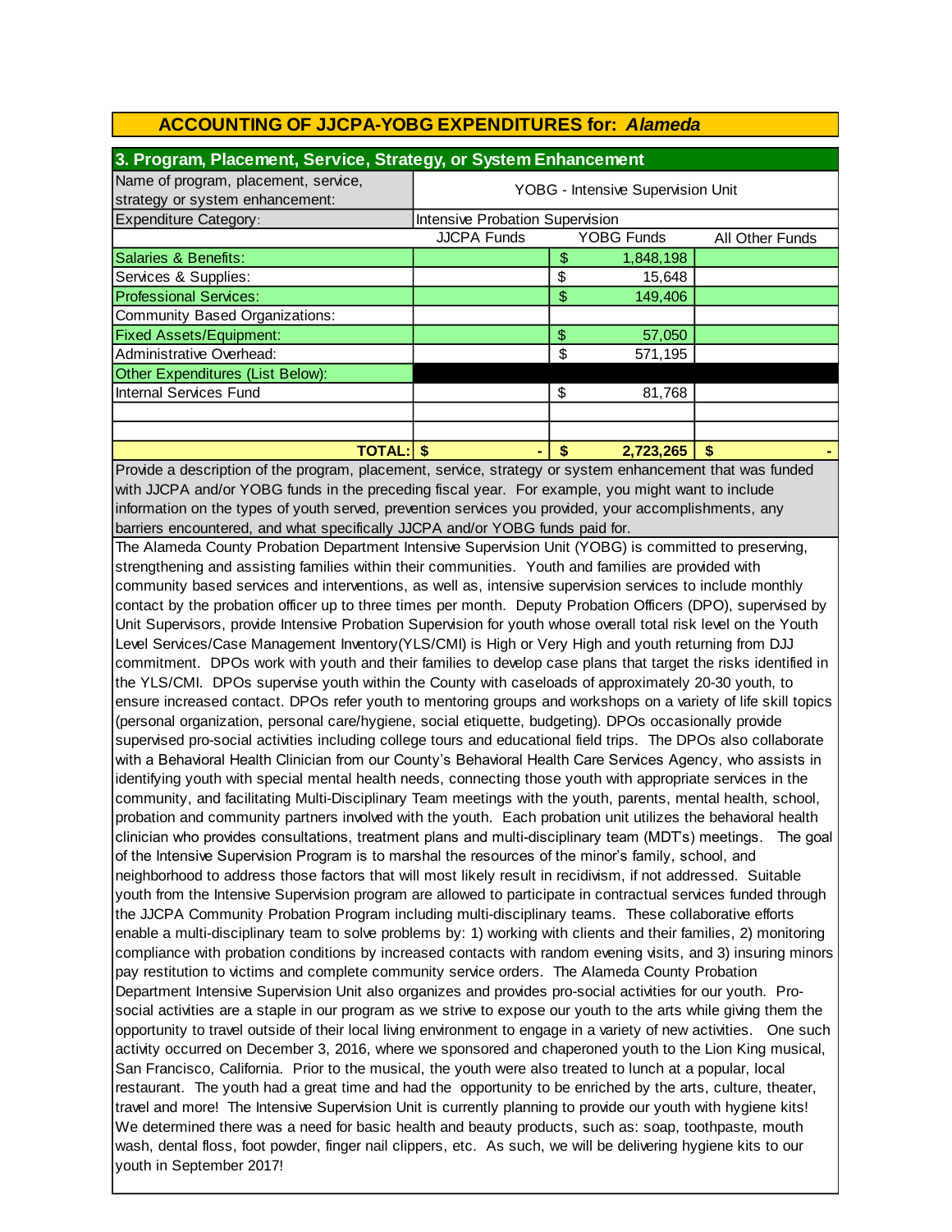## ACCOUNTING OF JJCPA-YOBG EXPENDITURES for: *Alameda*

### 3. Program, Placement, Service, Strategy, or System Enhancement

| Name of program, placement, service, strategy or system enhancement: | YOBG - Intensive Supervision Unit | | |
|---|---|---|---|
| Expenditure Category: | Intensive Probation Supervision | | |
| | JJCPA Funds | YOBG Funds | All Other Funds |
| Salaries & Benefits: | | $ 1,848,198 | |
| Services & Supplies: | | $ 15,648 | |
| Professional Services: | | $ 149,406 | |
| Community Based Organizations: | | | |
| Fixed Assets/Equipment: | | $ 57,050 | |
| Administrative Overhead: | | $ 571,195 | |
| Other Expenditures (List Below): | | | |
| Internal Services Fund | | $ 81,768 | |
| | | | |
| | | | |
| **TOTAL:** | **$ -** | **$ 2,723,265** | **$ -** |

Provide a description of the program, placement, service, strategy or system enhancement that was funded with JJCPA and/or YOBG funds in the preceding fiscal year. For example, you might want to include information on the types of youth served, prevention services you provided, your accomplishments, any barriers encountered, and what specifically JJCPA and/or YOBG funds paid for.

The Alameda County Probation Department Intensive Supervision Unit (YOBG) is committed to preserving, strengthening and assisting families within their communities. Youth and families are provided with community based services and interventions, as well as, intensive supervision services to include monthly contact by the probation officer up to three times per month. Deputy Probation Officers (DPO), supervised by Unit Supervisors, provide Intensive Probation Supervision for youth whose overall total risk level on the Youth Level Services/Case Management Inventory(YLS/CMI) is High or Very High and youth returning from DJJ commitment. DPOs work with youth and their families to develop case plans that target the risks identified in the YLS/CMI. DPOs supervise youth within the County with caseloads of approximately 20-30 youth, to ensure increased contact. DPOs refer youth to mentoring groups and workshops on a variety of life skill topics (personal organization, personal care/hygiene, social etiquette, budgeting). DPOs occasionally provide supervised pro-social activities including college tours and educational field trips. The DPOs also collaborate with a Behavioral Health Clinician from our County's Behavioral Health Care Services Agency, who assists in identifying youth with special mental health needs, connecting those youth with appropriate services in the community, and facilitating Multi-Disciplinary Team meetings with the youth, parents, mental health, school, probation and community partners involved with the youth. Each probation unit utilizes the behavioral health clinician who provides consultations, treatment plans and multi-disciplinary team (MDT's) meetings. The goal of the Intensive Supervision Program is to marshal the resources of the minor's family, school, and neighborhood to address those factors that will most likely result in recidivism, if not addressed. Suitable youth from the Intensive Supervision program are allowed to participate in contractual services funded through the JJCPA Community Probation Program including multi-disciplinary teams. These collaborative efforts enable a multi-disciplinary team to solve problems by: 1) working with clients and their families, 2) monitoring compliance with probation conditions by increased contacts with random evening visits, and 3) insuring minors pay restitution to victims and complete community service orders. The Alameda County Probation Department Intensive Supervision Unit also organizes and provides pro-social activities for our youth. Pro-social activities are a staple in our program as we strive to expose our youth to the arts while giving them the opportunity to travel outside of their local living environment to engage in a variety of new activities. One such activity occurred on December 3, 2016, where we sponsored and chaperoned youth to the Lion King musical, San Francisco, California. Prior to the musical, the youth were also treated to lunch at a popular, local restaurant. The youth had a great time and had the opportunity to be enriched by the arts, culture, theater, travel and more! The Intensive Supervision Unit is currently planning to provide our youth with hygiene kits! We determined there was a need for basic health and beauty products, such as: soap, toothpaste, mouth wash, dental floss, foot powder, finger nail clippers, etc. As such, we will be delivering hygiene kits to our youth in September 2017!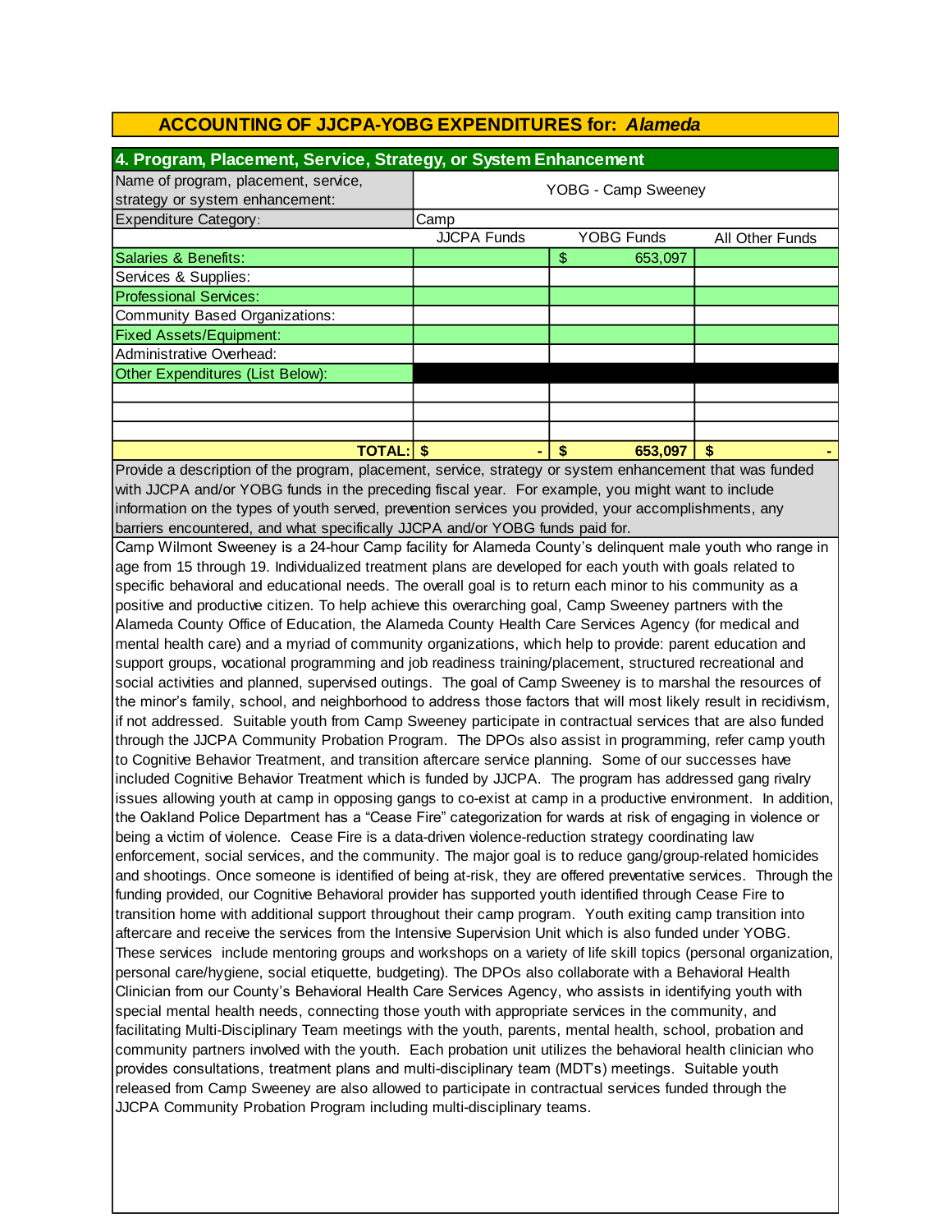## ACCOUNTING OF JJCPA-YOBG EXPENDITURES for: *Alameda*

### 4. Program, Placement, Service, Strategy, or System Enhancement

| Name of program, placement, service, strategy or system enhancement: | YOBG - Camp Sweeney | | |
|---|---|---|---|
| Expenditure Category: | Camp | | |
| | JJCPA Funds | YOBG Funds | All Other Funds |
| Salaries & Benefits: | | $ 653,097 | |
| Services & Supplies: | | | |
| Professional Services: | | | |
| Community Based Organizations: | | | |
| Fixed Assets/Equipment: | | | |
| Administrative Overhead: | | | |
| Other Expenditures (List Below): | | | |
| | | | |
| | | | |
| | | | |
| TOTAL: | $ - | $ 653,097 | $ - |

Provide a description of the program, placement, service, strategy or system enhancement that was funded with JJCPA and/or YOBG funds in the preceding fiscal year. For example, you might want to include information on the types of youth served, prevention services you provided, your accomplishments, any barriers encountered, and what specifically JJCPA and/or YOBG funds paid for.

Camp Wilmont Sweeney is a 24-hour Camp facility for Alameda County's delinquent male youth who range in age from 15 through 19. Individualized treatment plans are developed for each youth with goals related to specific behavioral and educational needs. The overall goal is to return each minor to his community as a positive and productive citizen. To help achieve this overarching goal, Camp Sweeney partners with the Alameda County Office of Education, the Alameda County Health Care Services Agency (for medical and mental health care) and a myriad of community organizations, which help to provide: parent education and support groups, vocational programming and job readiness training/placement, structured recreational and social activities and planned, supervised outings. The goal of Camp Sweeney is to marshal the resources of the minor's family, school, and neighborhood to address those factors that will most likely result in recidivism, if not addressed. Suitable youth from Camp Sweeney participate in contractual services that are also funded through the JJCPA Community Probation Program. The DPOs also assist in programming, refer camp youth to Cognitive Behavior Treatment, and transition aftercare service planning. Some of our successes have included Cognitive Behavior Treatment which is funded by JJCPA. The program has addressed gang rivalry issues allowing youth at camp in opposing gangs to co-exist at camp in a productive environment. In addition, the Oakland Police Department has a "Cease Fire" categorization for wards at risk of engaging in violence or being a victim of violence. Cease Fire is a data-driven violence-reduction strategy coordinating law enforcement, social services, and the community. The major goal is to reduce gang/group-related homicides and shootings. Once someone is identified of being at-risk, they are offered preventative services. Through the funding provided, our Cognitive Behavioral provider has supported youth identified through Cease Fire to transition home with additional support throughout their camp program. Youth exiting camp transition into aftercare and receive the services from the Intensive Supervision Unit which is also funded under YOBG. These services include mentoring groups and workshops on a variety of life skill topics (personal organization, personal care/hygiene, social etiquette, budgeting). The DPOs also collaborate with a Behavioral Health Clinician from our County's Behavioral Health Care Services Agency, who assists in identifying youth with special mental health needs, connecting those youth with appropriate services in the community, and facilitating Multi-Disciplinary Team meetings with the youth, parents, mental health, school, probation and community partners involved with the youth. Each probation unit utilizes the behavioral health clinician who provides consultations, treatment plans and multi-disciplinary team (MDT's) meetings. Suitable youth released from Camp Sweeney are also allowed to participate in contractual services funded through the JJCPA Community Probation Program including multi-disciplinary teams.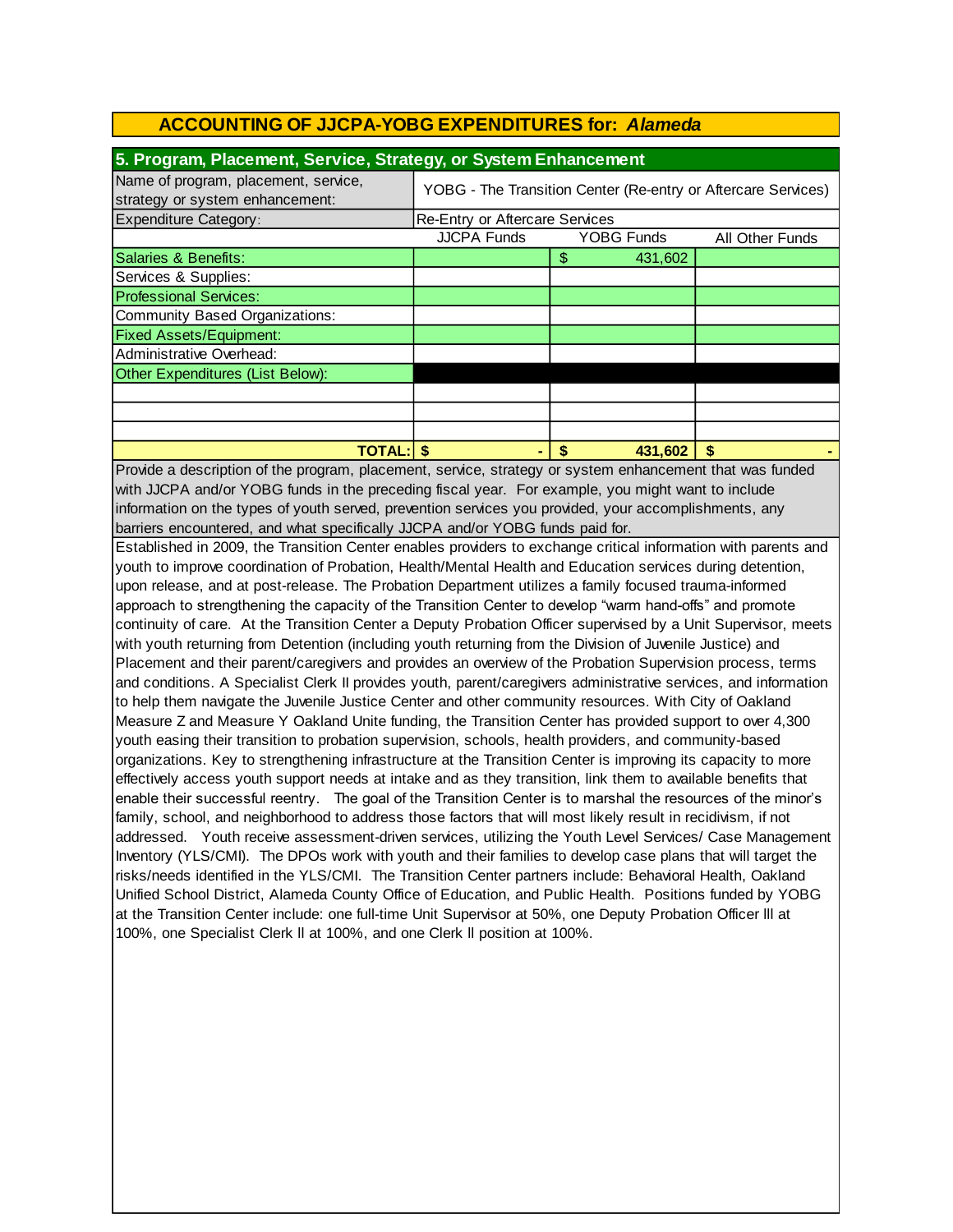## ACCOUNTING OF JJCPA-YOBG EXPENDITURES for: *Alameda*

### 5. Program, Placement, Service, Strategy, or System Enhancement

| | | | |
|---|---|---|---|
| Name of program, placement, service, strategy or system enhancement: | YOBG - The Transition Center (Re-entry or Aftercare Services) | | |
| Expenditure Category: | Re-Entry or Aftercare Services | | |
| | JJCPA Funds | YOBG Funds | All Other Funds |
| Salaries & Benefits: | | $ 431,602 | |
| Services & Supplies: | | | |
| Professional Services: | | | |
| Community Based Organizations: | | | |
| Fixed Assets/Equipment: | | | |
| Administrative Overhead: | | | |
| Other Expenditures (List Below): | | | |
| | | | |
| | | | |
| | | | |
| **TOTAL:** | **$ -** | **$ 431,602** | **$ -** |

Provide a description of the program, placement, service, strategy or system enhancement that was funded with JJCPA and/or YOBG funds in the preceding fiscal year. For example, you might want to include information on the types of youth served, prevention services you provided, your accomplishments, any barriers encountered, and what specifically JJCPA and/or YOBG funds paid for.

Established in 2009, the Transition Center enables providers to exchange critical information with parents and youth to improve coordination of Probation, Health/Mental Health and Education services during detention, upon release, and at post-release. The Probation Department utilizes a family focused trauma-informed approach to strengthening the capacity of the Transition Center to develop “warm hand-offs” and promote continuity of care. At the Transition Center a Deputy Probation Officer supervised by a Unit Supervisor, meets with youth returning from Detention (including youth returning from the Division of Juvenile Justice) and Placement and their parent/caregivers and provides an overview of the Probation Supervision process, terms and conditions. A Specialist Clerk II provides youth, parent/caregivers administrative services, and information to help them navigate the Juvenile Justice Center and other community resources. With City of Oakland Measure Z and Measure Y Oakland Unite funding, the Transition Center has provided support to over 4,300 youth easing their transition to probation supervision, schools, health providers, and community-based organizations. Key to strengthening infrastructure at the Transition Center is improving its capacity to more effectively access youth support needs at intake and as they transition, link them to available benefits that enable their successful reentry. The goal of the Transition Center is to marshal the resources of the minor’s family, school, and neighborhood to address those factors that will most likely result in recidivism, if not addressed. Youth receive assessment-driven services, utilizing the Youth Level Services/ Case Management Inventory (YLS/CMI). The DPOs work with youth and their families to develop case plans that will target the risks/needs identified in the YLS/CMI. The Transition Center partners include: Behavioral Health, Oakland Unified School District, Alameda County Office of Education, and Public Health. Positions funded by YOBG at the Transition Center include: one full-time Unit Supervisor at 50%, one Deputy Probation Officer lll at 100%, one Specialist Clerk ll at 100%, and one Clerk ll position at 100%.